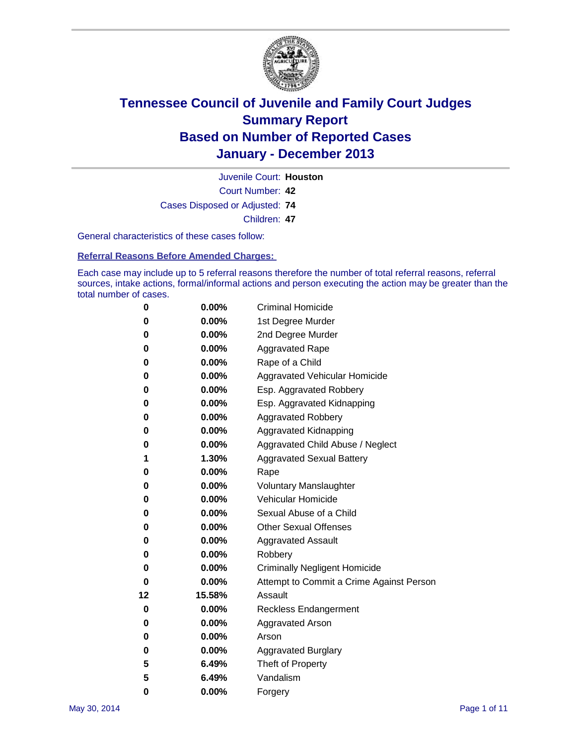# Tennessee Council of Juvenile and Family Court Judges
# Summary Report
# Based on Number of Reported Cases
# January - December 2013

Juvenile Court: **Houston**

Court Number: **42**

Cases Disposed or Adjusted: **74**

Children: **47**

General characteristics of these cases follow:

**Referral Reasons Before Amended Charges:**

Each case may include up to 5 referral reasons therefore the number of total referral reasons, referral sources, intake actions, formal/informal actions and person executing the action may be greater than the total number of cases.

| | | |
|---|---|---|
| 0 | 0.00% | Criminal Homicide |
| 0 | 0.00% | 1st Degree Murder |
| 0 | 0.00% | 2nd Degree Murder |
| 0 | 0.00% | Aggravated Rape |
| 0 | 0.00% | Rape of a Child |
| 0 | 0.00% | Aggravated Vehicular Homicide |
| 0 | 0.00% | Esp. Aggravated Robbery |
| 0 | 0.00% | Esp. Aggravated Kidnapping |
| 0 | 0.00% | Aggravated Robbery |
| 0 | 0.00% | Aggravated Kidnapping |
| 0 | 0.00% | Aggravated Child Abuse / Neglect |
| 1 | 1.30% | Aggravated Sexual Battery |
| 0 | 0.00% | Rape |
| 0 | 0.00% | Voluntary Manslaughter |
| 0 | 0.00% | Vehicular Homicide |
| 0 | 0.00% | Sexual Abuse of a Child |
| 0 | 0.00% | Other Sexual Offenses |
| 0 | 0.00% | Aggravated Assault |
| 0 | 0.00% | Robbery |
| 0 | 0.00% | Criminally Negligent Homicide |
| 0 | 0.00% | Attempt to Commit a Crime Against Person |
| 12 | 15.58% | Assault |
| 0 | 0.00% | Reckless Endangerment |
| 0 | 0.00% | Aggravated Arson |
| 0 | 0.00% | Arson |
| 0 | 0.00% | Aggravated Burglary |
| 5 | 6.49% | Theft of Property |
| 5 | 6.49% | Vandalism |
| 0 | 0.00% | Forgery |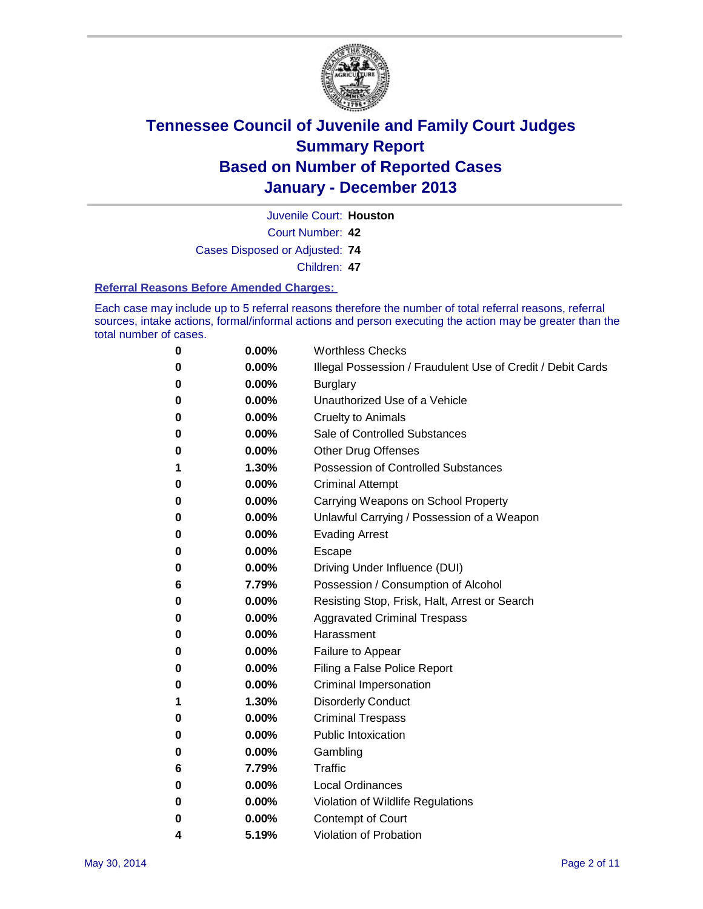# Tennessee Council of Juvenile and Family Court Judges Summary Report Based on Number of Reported Cases January - December 2013

Juvenile Court: **Houston**

Court Number: **42**

Cases Disposed or Adjusted: **74**

Children: **47**

## Referral Reasons Before Amended Charges:

Each case may include up to 5 referral reasons therefore the number of total referral reasons, referral sources, intake actions, formal/informal actions and person executing the action may be greater than the total number of cases.

| Count | Percent | Referral Reason |
|---|---|---|
| 0 | 0.00% | Worthless Checks |
| 0 | 0.00% | Illegal Possession / Fraudulent Use of Credit / Debit Cards |
| 0 | 0.00% | Burglary |
| 0 | 0.00% | Unauthorized Use of a Vehicle |
| 0 | 0.00% | Cruelty to Animals |
| 0 | 0.00% | Sale of Controlled Substances |
| 0 | 0.00% | Other Drug Offenses |
| 1 | 1.30% | Possession of Controlled Substances |
| 0 | 0.00% | Criminal Attempt |
| 0 | 0.00% | Carrying Weapons on School Property |
| 0 | 0.00% | Unlawful Carrying / Possession of a Weapon |
| 0 | 0.00% | Evading Arrest |
| 0 | 0.00% | Escape |
| 0 | 0.00% | Driving Under Influence (DUI) |
| 6 | 7.79% | Possession / Consumption of Alcohol |
| 0 | 0.00% | Resisting Stop, Frisk, Halt, Arrest or Search |
| 0 | 0.00% | Aggravated Criminal Trespass |
| 0 | 0.00% | Harassment |
| 0 | 0.00% | Failure to Appear |
| 0 | 0.00% | Filing a False Police Report |
| 0 | 0.00% | Criminal Impersonation |
| 1 | 1.30% | Disorderly Conduct |
| 0 | 0.00% | Criminal Trespass |
| 0 | 0.00% | Public Intoxication |
| 0 | 0.00% | Gambling |
| 6 | 7.79% | Traffic |
| 0 | 0.00% | Local Ordinances |
| 0 | 0.00% | Violation of Wildlife Regulations |
| 0 | 0.00% | Contempt of Court |
| 4 | 5.19% | Violation of Probation |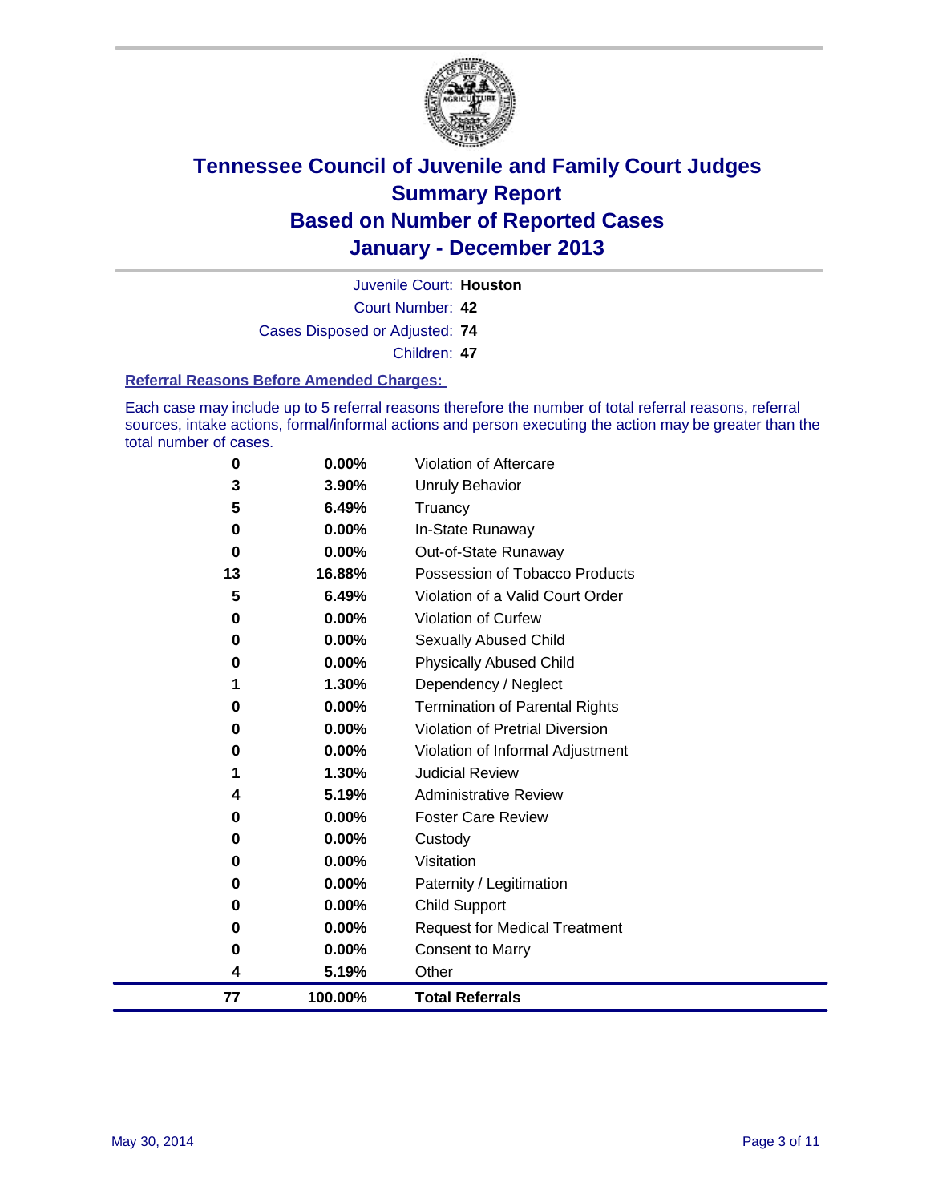# Tennessee Council of Juvenile and Family Court Judges
## Summary Report
## Based on Number of Reported Cases
## January - December 2013

Juvenile Court: **Houston**

Court Number: **42**

Cases Disposed or Adjusted: **74**

Children: **47**

### Referral Reasons Before Amended Charges:

Each case may include up to 5 referral reasons therefore the number of total referral reasons, referral sources, intake actions, formal/informal actions and person executing the action may be greater than the total number of cases.

| Count | Percent | Referral Reason |
|---|---|---|
| 0 | 0.00% | Violation of Aftercare |
| 3 | 3.90% | Unruly Behavior |
| 5 | 6.49% | Truancy |
| 0 | 0.00% | In-State Runaway |
| 0 | 0.00% | Out-of-State Runaway |
| 13 | 16.88% | Possession of Tobacco Products |
| 5 | 6.49% | Violation of a Valid Court Order |
| 0 | 0.00% | Violation of Curfew |
| 0 | 0.00% | Sexually Abused Child |
| 0 | 0.00% | Physically Abused Child |
| 1 | 1.30% | Dependency / Neglect |
| 0 | 0.00% | Termination of Parental Rights |
| 0 | 0.00% | Violation of Pretrial Diversion |
| 0 | 0.00% | Violation of Informal Adjustment |
| 1 | 1.30% | Judicial Review |
| 4 | 5.19% | Administrative Review |
| 0 | 0.00% | Foster Care Review |
| 0 | 0.00% | Custody |
| 0 | 0.00% | Visitation |
| 0 | 0.00% | Paternity / Legitimation |
| 0 | 0.00% | Child Support |
| 0 | 0.00% | Request for Medical Treatment |
| 0 | 0.00% | Consent to Marry |
| 4 | 5.19% | Other |
| **77** | **100.00%** | **Total Referrals** |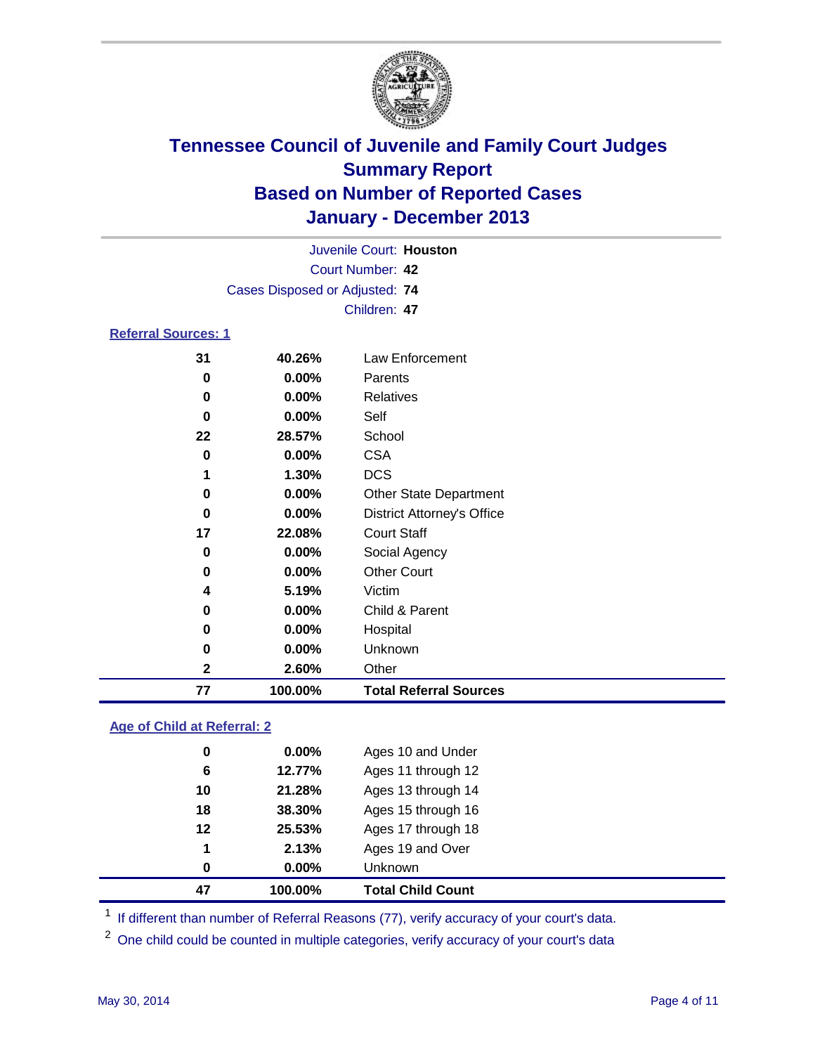# Tennessee Council of Juvenile and Family Court Judges
## Summary Report
## Based on Number of Reported Cases
## January - December 2013

Juvenile Court: **Houston**
Court Number: **42**
Cases Disposed or Adjusted: **74**
Children: **47**

### Referral Sources: 1

| Count | Percent | Source |
|---|---|---|
| 31 | 40.26% | Law Enforcement |
| 0 | 0.00% | Parents |
| 0 | 0.00% | Relatives |
| 0 | 0.00% | Self |
| 22 | 28.57% | School |
| 0 | 0.00% | CSA |
| 1 | 1.30% | DCS |
| 0 | 0.00% | Other State Department |
| 0 | 0.00% | District Attorney's Office |
| 17 | 22.08% | Court Staff |
| 0 | 0.00% | Social Agency |
| 0 | 0.00% | Other Court |
| 4 | 5.19% | Victim |
| 0 | 0.00% | Child & Parent |
| 0 | 0.00% | Hospital |
| 0 | 0.00% | Unknown |
| 2 | 2.60% | Other |
| **77** | **100.00%** | **Total Referral Sources** |

### Age of Child at Referral: 2

| Count | Percent | Age |
|---|---|---|
| 0 | 0.00% | Ages 10 and Under |
| 6 | 12.77% | Ages 11 through 12 |
| 10 | 21.28% | Ages 13 through 14 |
| 18 | 38.30% | Ages 15 through 16 |
| 12 | 25.53% | Ages 17 through 18 |
| 1 | 2.13% | Ages 19 and Over |
| 0 | 0.00% | Unknown |
| **47** | **100.00%** | **Total Child Count** |

[1] If different than number of Referral Reasons (77), verify accuracy of your court's data.

[2] One child could be counted in multiple categories, verify accuracy of your court's data

May 30, 2014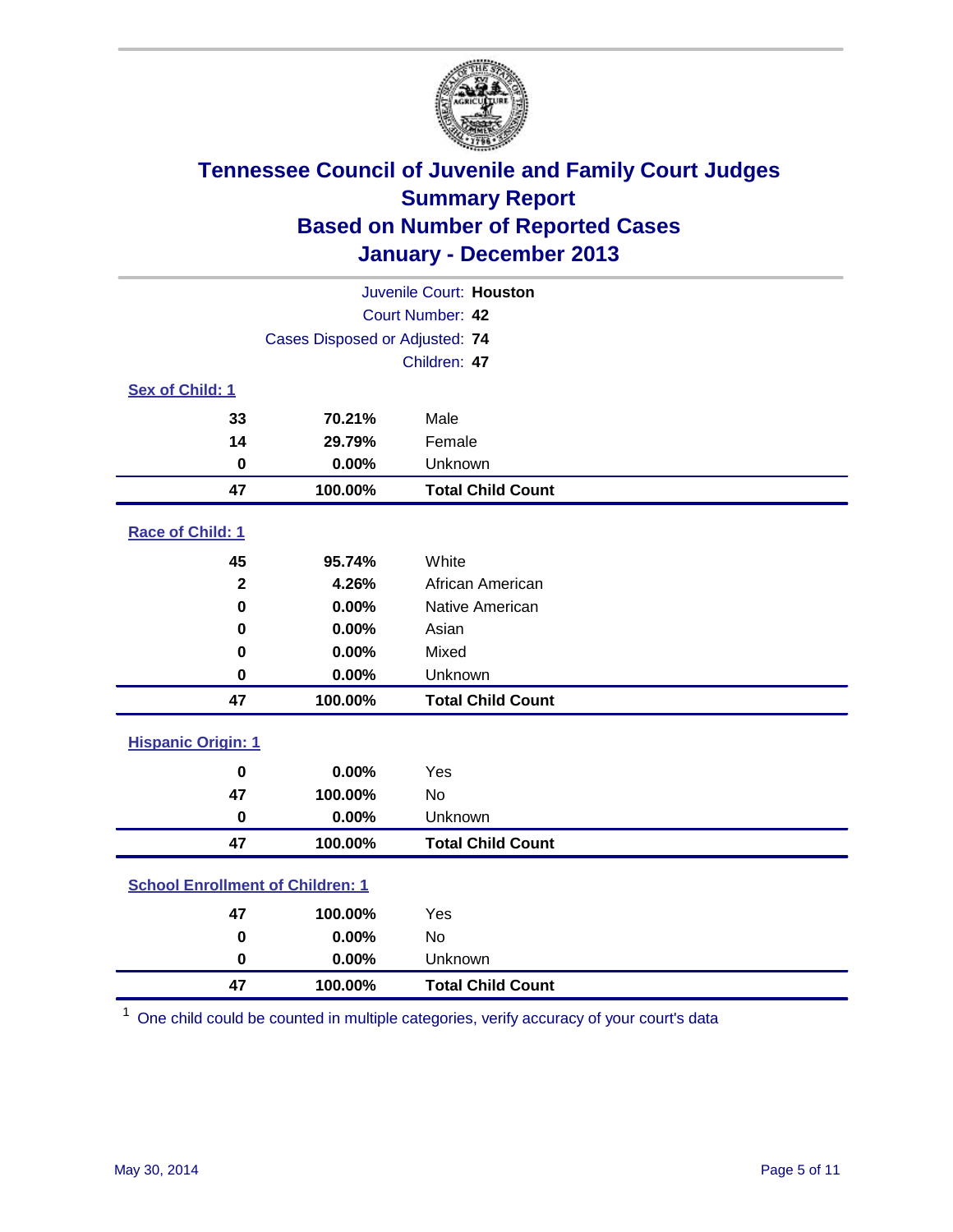# Tennessee Council of Juvenile and Family Court Judges
## Summary Report
## Based on Number of Reported Cases
## January - December 2013

Juvenile Court: **Houston**
Court Number: **42**
Cases Disposed or Adjusted: **74**
Children: **47**

### Sex of Child: 1

| Count | Percent | Category |
|---|---|---|
| 33 | 70.21% | Male |
| 14 | 29.79% | Female |
| 0 | 0.00% | Unknown |
| **47** | **100.00%** | **Total Child Count** |

### Race of Child: 1

| Count | Percent | Category |
|---|---|---|
| 45 | 95.74% | White |
| 2 | 4.26% | African American |
| 0 | 0.00% | Native American |
| 0 | 0.00% | Asian |
| 0 | 0.00% | Mixed |
| 0 | 0.00% | Unknown |
| **47** | **100.00%** | **Total Child Count** |

### Hispanic Origin: 1

| Count | Percent | Category |
|---|---|---|
| 0 | 0.00% | Yes |
| 47 | 100.00% | No |
| 0 | 0.00% | Unknown |
| **47** | **100.00%** | **Total Child Count** |

### School Enrollment of Children: 1

| Count | Percent | Category |
|---|---|---|
| 47 | 100.00% | Yes |
| 0 | 0.00% | No |
| 0 | 0.00% | Unknown |
| **47** | **100.00%** | **Total Child Count** |

[1] One child could be counted in multiple categories, verify accuracy of your court's data

May 30, 2014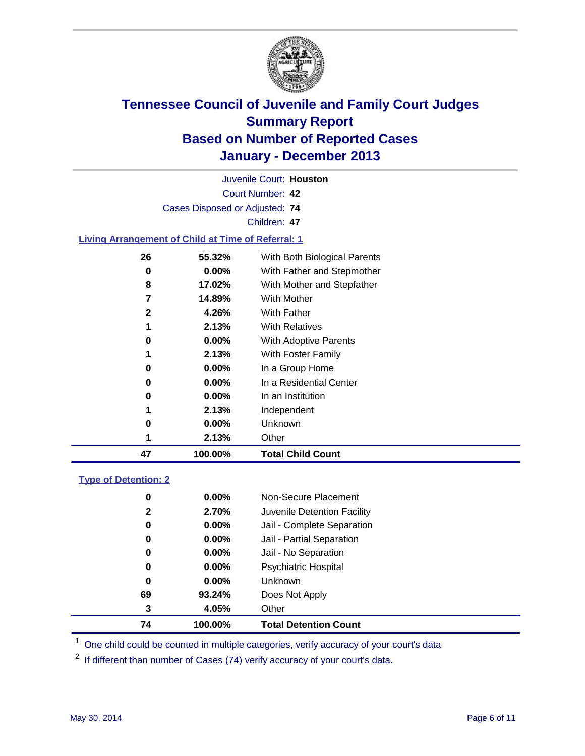# Tennessee Council of Juvenile and Family Court Judges
## Summary Report
## Based on Number of Reported Cases
## January - December 2013

Juvenile Court: **Houston**

Court Number: **42**

Cases Disposed or Adjusted: **74**

Children: **47**

### Living Arrangement of Child at Time of Referral: 1

| Count | Percent | Category |
|---|---|---|
| 26 | 55.32% | With Both Biological Parents |
| 0 | 0.00% | With Father and Stepmother |
| 8 | 17.02% | With Mother and Stepfather |
| 7 | 14.89% | With Mother |
| 2 | 4.26% | With Father |
| 1 | 2.13% | With Relatives |
| 0 | 0.00% | With Adoptive Parents |
| 1 | 2.13% | With Foster Family |
| 0 | 0.00% | In a Group Home |
| 0 | 0.00% | In a Residential Center |
| 0 | 0.00% | In an Institution |
| 1 | 2.13% | Independent |
| 0 | 0.00% | Unknown |
| 1 | 2.13% | Other |
| **47** | **100.00%** | **Total Child Count** |

### Type of Detention: 2

| Count | Percent | Category |
|---|---|---|
| 0 | 0.00% | Non-Secure Placement |
| 2 | 2.70% | Juvenile Detention Facility |
| 0 | 0.00% | Jail - Complete Separation |
| 0 | 0.00% | Jail - Partial Separation |
| 0 | 0.00% | Jail - No Separation |
| 0 | 0.00% | Psychiatric Hospital |
| 0 | 0.00% | Unknown |
| 69 | 93.24% | Does Not Apply |
| 3 | 4.05% | Other |
| **74** | **100.00%** | **Total Detention Count** |

[1] One child could be counted in multiple categories, verify accuracy of your court's data

[2] If different than number of Cases (74) verify accuracy of your court's data.

May 30, 2014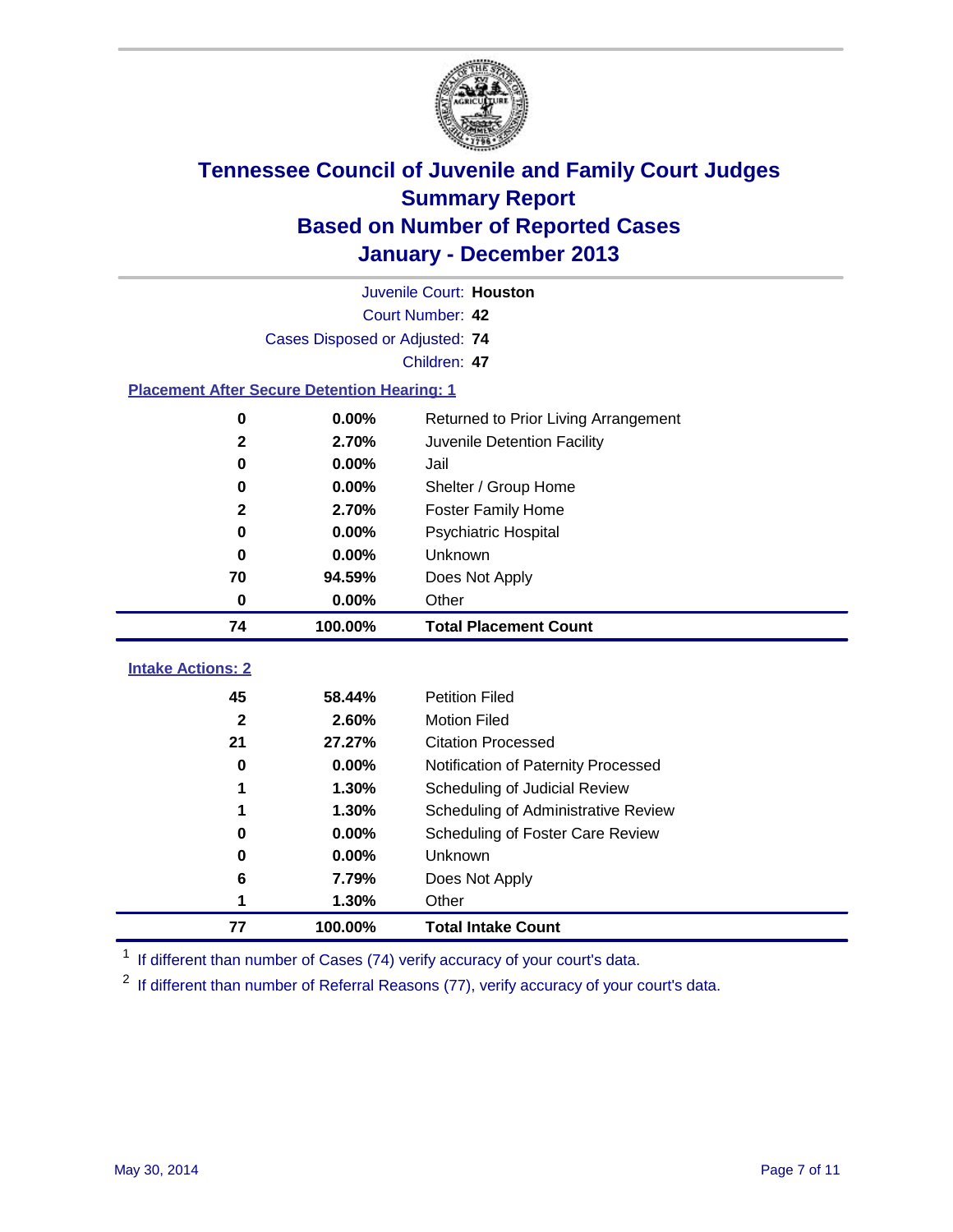# Tennessee Council of Juvenile and Family Court Judges
## Summary Report
## Based on Number of Reported Cases
## January - December 2013

Juvenile Court: **Houston**

Court Number: **42**

Cases Disposed or Adjusted: **74**

Children: **47**

### Placement After Secure Detention Hearing: 1

| Count | Percent | Placement |
|---|---|---|
| 0 | 0.00% | Returned to Prior Living Arrangement |
| 2 | 2.70% | Juvenile Detention Facility |
| 0 | 0.00% | Jail |
| 0 | 0.00% | Shelter / Group Home |
| 2 | 2.70% | Foster Family Home |
| 0 | 0.00% | Psychiatric Hospital |
| 0 | 0.00% | Unknown |
| 70 | 94.59% | Does Not Apply |
| 0 | 0.00% | Other |
| **74** | **100.00%** | **Total Placement Count** |

### Intake Actions: 2

| Count | Percent | Intake Action |
|---|---|---|
| 45 | 58.44% | Petition Filed |
| 2 | 2.60% | Motion Filed |
| 21 | 27.27% | Citation Processed |
| 0 | 0.00% | Notification of Paternity Processed |
| 1 | 1.30% | Scheduling of Judicial Review |
| 1 | 1.30% | Scheduling of Administrative Review |
| 0 | 0.00% | Scheduling of Foster Care Review |
| 0 | 0.00% | Unknown |
| 6 | 7.79% | Does Not Apply |
| 1 | 1.30% | Other |
| **77** | **100.00%** | **Total Intake Count** |

[1] If different than number of Cases (74) verify accuracy of your court's data.

[2] If different than number of Referral Reasons (77), verify accuracy of your court's data.

May 30, 2014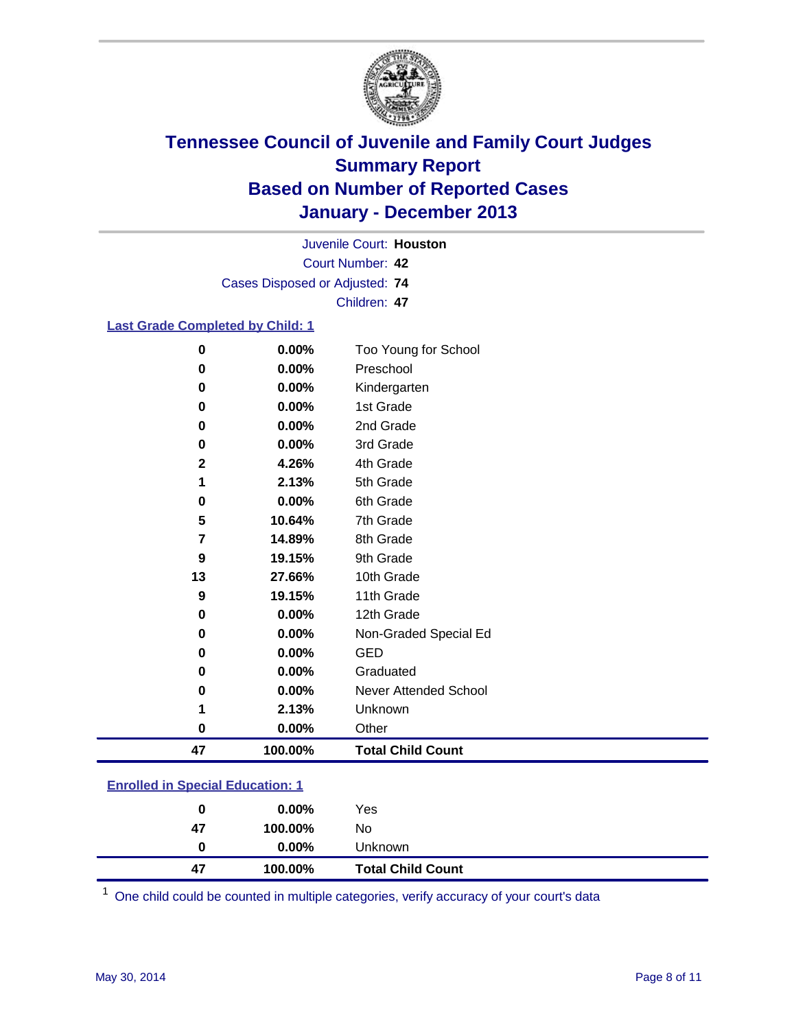# Tennessee Council of Juvenile and Family Court Judges
## Summary Report
## Based on Number of Reported Cases
## January - December 2013

Juvenile Court: **Houston**

Court Number: **42**

Cases Disposed or Adjusted: **74**

Children: **47**

### Last Grade Completed by Child: 1

| Count | Percent | Category |
|---|---|---|
| 0 | 0.00% | Too Young for School |
| 0 | 0.00% | Preschool |
| 0 | 0.00% | Kindergarten |
| 0 | 0.00% | 1st Grade |
| 0 | 0.00% | 2nd Grade |
| 0 | 0.00% | 3rd Grade |
| 2 | 4.26% | 4th Grade |
| 1 | 2.13% | 5th Grade |
| 0 | 0.00% | 6th Grade |
| 5 | 10.64% | 7th Grade |
| 7 | 14.89% | 8th Grade |
| 9 | 19.15% | 9th Grade |
| 13 | 27.66% | 10th Grade |
| 9 | 19.15% | 11th Grade |
| 0 | 0.00% | 12th Grade |
| 0 | 0.00% | Non-Graded Special Ed |
| 0 | 0.00% | GED |
| 0 | 0.00% | Graduated |
| 0 | 0.00% | Never Attended School |
| 1 | 2.13% | Unknown |
| 0 | 0.00% | Other |
| **47** | **100.00%** | **Total Child Count** |

### Enrolled in Special Education: 1

| Count | Percent | Category |
|---|---|---|
| 0 | 0.00% | Yes |
| 47 | 100.00% | No |
| 0 | 0.00% | Unknown |
| **47** | **100.00%** | **Total Child Count** |

[1] One child could be counted in multiple categories, verify accuracy of your court's data

May 30, 2014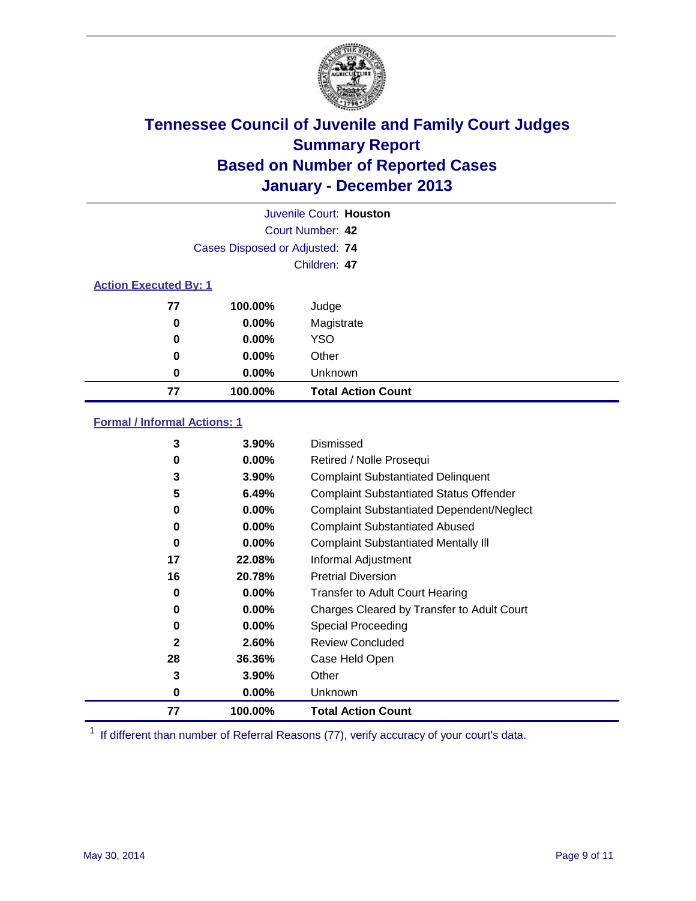# Tennessee Council of Juvenile and Family Court Judges
## Summary Report
## Based on Number of Reported Cases
## January - December 2013

Juvenile Court: **Houston**
Court Number: **42**
Cases Disposed or Adjusted: **74**
Children: **47**

### Action Executed By: 1

| Count | Percent | Action |
|---|---|---|
| 77 | 100.00% | Judge |
| 0 | 0.00% | Magistrate |
| 0 | 0.00% | YSO |
| 0 | 0.00% | Other |
| 0 | 0.00% | Unknown |
| **77** | **100.00%** | **Total Action Count** |

### Formal / Informal Actions: 1

| Count | Percent | Action |
|---|---|---|
| 3 | 3.90% | Dismissed |
| 0 | 0.00% | Retired / Nolle Prosequi |
| 3 | 3.90% | Complaint Substantiated Delinquent |
| 5 | 6.49% | Complaint Substantiated Status Offender |
| 0 | 0.00% | Complaint Substantiated Dependent/Neglect |
| 0 | 0.00% | Complaint Substantiated Abused |
| 0 | 0.00% | Complaint Substantiated Mentally Ill |
| 17 | 22.08% | Informal Adjustment |
| 16 | 20.78% | Pretrial Diversion |
| 0 | 0.00% | Transfer to Adult Court Hearing |
| 0 | 0.00% | Charges Cleared by Transfer to Adult Court |
| 0 | 0.00% | Special Proceeding |
| 2 | 2.60% | Review Concluded |
| 28 | 36.36% | Case Held Open |
| 3 | 3.90% | Other |
| 0 | 0.00% | Unknown |
| **77** | **100.00%** | **Total Action Count** |

[1] If different than number of Referral Reasons (77), verify accuracy of your court's data.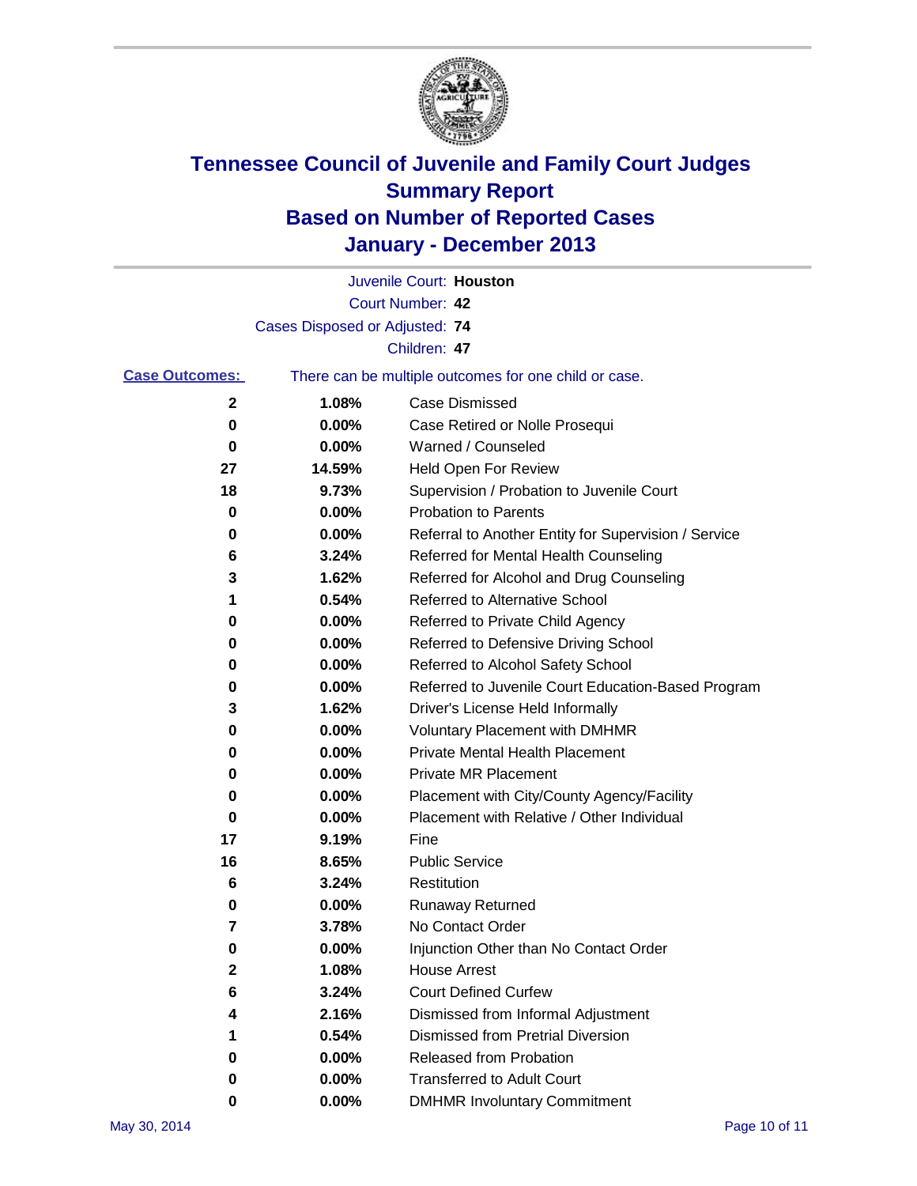# Tennessee Council of Juvenile and Family Court Judges
## Summary Report
## Based on Number of Reported Cases
## January - December 2013

Juvenile Court: **Houston**
Court Number: **42**
Cases Disposed or Adjusted: **74**
Children: **47**

**Case Outcomes:** There can be multiple outcomes for one child or case.

| Count | Percent | Outcome |
|---|---|---|
| 2 | 1.08% | Case Dismissed |
| 0 | 0.00% | Case Retired or Nolle Prosequi |
| 0 | 0.00% | Warned / Counseled |
| 27 | 14.59% | Held Open For Review |
| 18 | 9.73% | Supervision / Probation to Juvenile Court |
| 0 | 0.00% | Probation to Parents |
| 0 | 0.00% | Referral to Another Entity for Supervision / Service |
| 6 | 3.24% | Referred for Mental Health Counseling |
| 3 | 1.62% | Referred for Alcohol and Drug Counseling |
| 1 | 0.54% | Referred to Alternative School |
| 0 | 0.00% | Referred to Private Child Agency |
| 0 | 0.00% | Referred to Defensive Driving School |
| 0 | 0.00% | Referred to Alcohol Safety School |
| 0 | 0.00% | Referred to Juvenile Court Education-Based Program |
| 3 | 1.62% | Driver's License Held Informally |
| 0 | 0.00% | Voluntary Placement with DMHMR |
| 0 | 0.00% | Private Mental Health Placement |
| 0 | 0.00% | Private MR Placement |
| 0 | 0.00% | Placement with City/County Agency/Facility |
| 0 | 0.00% | Placement with Relative / Other Individual |
| 17 | 9.19% | Fine |
| 16 | 8.65% | Public Service |
| 6 | 3.24% | Restitution |
| 0 | 0.00% | Runaway Returned |
| 7 | 3.78% | No Contact Order |
| 0 | 0.00% | Injunction Other than No Contact Order |
| 2 | 1.08% | House Arrest |
| 6 | 3.24% | Court Defined Curfew |
| 4 | 2.16% | Dismissed from Informal Adjustment |
| 1 | 0.54% | Dismissed from Pretrial Diversion |
| 0 | 0.00% | Released from Probation |
| 0 | 0.00% | Transferred to Adult Court |
| 0 | 0.00% | DMHMR Involuntary Commitment |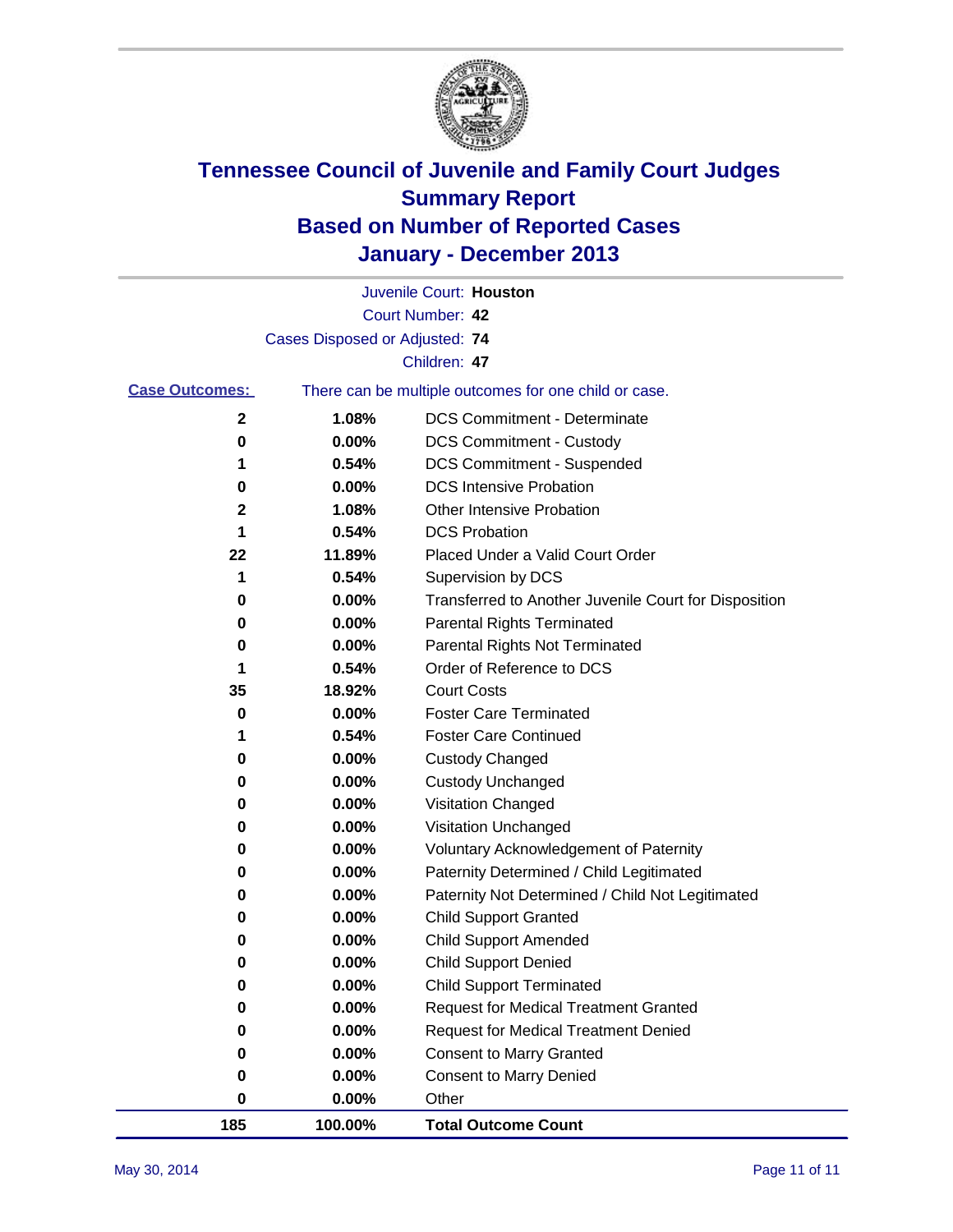# Tennessee Council of Juvenile and Family Court Judges
# Summary Report
# Based on Number of Reported Cases
# January - December 2013

Juvenile Court: **Houston**

Court Number: **42**

Cases Disposed or Adjusted: **74**

Children: **47**

**Case Outcomes:** There can be multiple outcomes for one child or case.

| | | |
|---|---|---|
| 2 | 1.08% | DCS Commitment - Determinate |
| 0 | 0.00% | DCS Commitment - Custody |
| 1 | 0.54% | DCS Commitment - Suspended |
| 0 | 0.00% | DCS Intensive Probation |
| 2 | 1.08% | Other Intensive Probation |
| 1 | 0.54% | DCS Probation |
| 22 | 11.89% | Placed Under a Valid Court Order |
| 1 | 0.54% | Supervision by DCS |
| 0 | 0.00% | Transferred to Another Juvenile Court for Disposition |
| 0 | 0.00% | Parental Rights Terminated |
| 0 | 0.00% | Parental Rights Not Terminated |
| 1 | 0.54% | Order of Reference to DCS |
| 35 | 18.92% | Court Costs |
| 0 | 0.00% | Foster Care Terminated |
| 1 | 0.54% | Foster Care Continued |
| 0 | 0.00% | Custody Changed |
| 0 | 0.00% | Custody Unchanged |
| 0 | 0.00% | Visitation Changed |
| 0 | 0.00% | Visitation Unchanged |
| 0 | 0.00% | Voluntary Acknowledgement of Paternity |
| 0 | 0.00% | Paternity Determined / Child Legitimated |
| 0 | 0.00% | Paternity Not Determined / Child Not Legitimated |
| 0 | 0.00% | Child Support Granted |
| 0 | 0.00% | Child Support Amended |
| 0 | 0.00% | Child Support Denied |
| 0 | 0.00% | Child Support Terminated |
| 0 | 0.00% | Request for Medical Treatment Granted |
| 0 | 0.00% | Request for Medical Treatment Denied |
| 0 | 0.00% | Consent to Marry Granted |
| 0 | 0.00% | Consent to Marry Denied |
| 0 | 0.00% | Other |
| **185** | **100.00%** | **Total Outcome Count** |

May 30, 2014